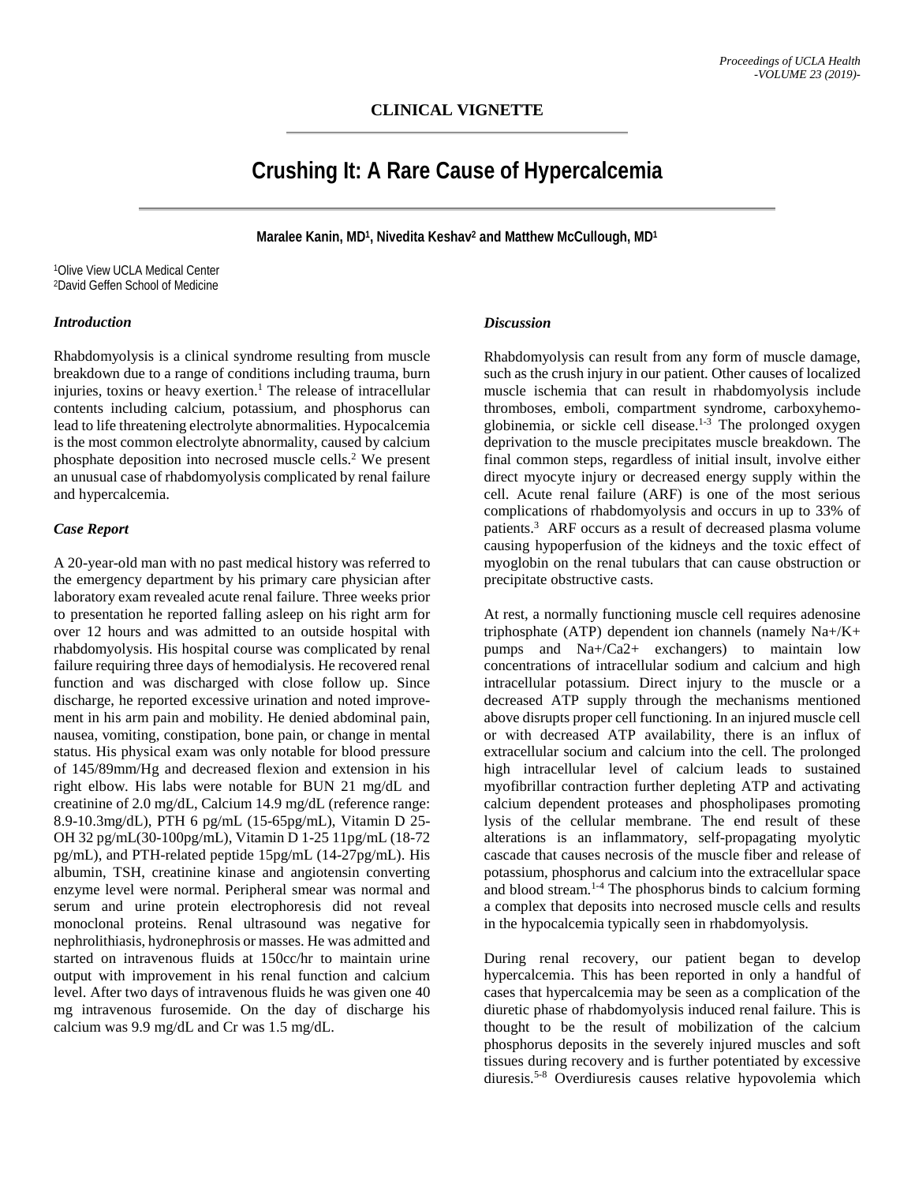## CLINICAL VIGNETTE

# Crushing It: A Rare Cause of Hypercalcemia

**Maralee Kanin, MD[1], Nivedita Keshav[2] and Matthew McCullough, MD[1]**

[1]Olive View UCLA Medical Center
[2]David Geffen School of Medicine

### *Introduction*

Rhabdomyolysis is a clinical syndrome resulting from muscle breakdown due to a range of conditions including trauma, burn injuries, toxins or heavy exertion.[1] The release of intracellular contents including calcium, potassium, and phosphorus can lead to life threatening electrolyte abnormalities. Hypocalcemia is the most common electrolyte abnormality, caused by calcium phosphate deposition into necrosed muscle cells.[2] We present an unusual case of rhabdomyolysis complicated by renal failure and hypercalcemia.

### *Case Report*

A 20-year-old man with no past medical history was referred to the emergency department by his primary care physician after laboratory exam revealed acute renal failure. Three weeks prior to presentation he reported falling asleep on his right arm for over 12 hours and was admitted to an outside hospital with rhabdomyolysis. His hospital course was complicated by renal failure requiring three days of hemodialysis. He recovered renal function and was discharged with close follow up. Since discharge, he reported excessive urination and noted improvement in his arm pain and mobility. He denied abdominal pain, nausea, vomiting, constipation, bone pain, or change in mental status. His physical exam was only notable for blood pressure of 145/89mm/Hg and decreased flexion and extension in his right elbow. His labs were notable for BUN 21 mg/dL and creatinine of 2.0 mg/dL, Calcium 14.9 mg/dL (reference range: 8.9-10.3mg/dL), PTH 6 pg/mL (15-65pg/mL), Vitamin D 25-OH 32 pg/mL(30-100pg/mL), Vitamin D 1-25 11pg/mL (18-72 pg/mL), and PTH-related peptide 15pg/mL (14-27pg/mL). His albumin, TSH, creatinine kinase and angiotensin converting enzyme level were normal. Peripheral smear was normal and serum and urine protein electrophoresis did not reveal monoclonal proteins. Renal ultrasound was negative for nephrolithiasis, hydronephrosis or masses. He was admitted and started on intravenous fluids at 150cc/hr to maintain urine output with improvement in his renal function and calcium level. After two days of intravenous fluids he was given one 40 mg intravenous furosemide. On the day of discharge his calcium was 9.9 mg/dL and Cr was 1.5 mg/dL.

### *Discussion*

Rhabdomyolysis can result from any form of muscle damage, such as the crush injury in our patient. Other causes of localized muscle ischemia that can result in rhabdomyolysis include thromboses, emboli, compartment syndrome, carboxyhemoglobinemia, or sickle cell disease.[1-3] The prolonged oxygen deprivation to the muscle precipitates muscle breakdown. The final common steps, regardless of initial insult, involve either direct myocyte injury or decreased energy supply within the cell. Acute renal failure (ARF) is one of the most serious complications of rhabdomyolysis and occurs in up to 33% of patients.[3] ARF occurs as a result of decreased plasma volume causing hypoperfusion of the kidneys and the toxic effect of myoglobin on the renal tubulars that can cause obstruction or precipitate obstructive casts.

At rest, a normally functioning muscle cell requires adenosine triphosphate (ATP) dependent ion channels (namely $Na^+/K^+$ pumps and $Na^+/Ca^{2+}$ exchangers) to maintain low concentrations of intracellular sodium and calcium and high intracellular potassium. Direct injury to the muscle or a decreased ATP supply through the mechanisms mentioned above disrupts proper cell functioning. In an injured muscle cell or with decreased ATP availability, there is an influx of extracellular socium and calcium into the cell. The prolonged high intracellular level of calcium leads to sustained myofibrillar contraction further depleting ATP and activating calcium dependent proteases and phospholipases promoting lysis of the cellular membrane. The end result of these alterations is an inflammatory, self-propagating myolytic cascade that causes necrosis of the muscle fiber and release of potassium, phosphorus and calcium into the extracellular space and blood stream.[1-4] The phosphorus binds to calcium forming a complex that deposits into necrosed muscle cells and results in the hypocalcemia typically seen in rhabdomyolysis.

During renal recovery, our patient began to develop hypercalcemia. This has been reported in only a handful of cases that hypercalcemia may be seen as a complication of the diuretic phase of rhabdomyolysis induced renal failure. This is thought to be the result of mobilization of the calcium phosphorus deposits in the severely injured muscles and soft tissues during recovery and is further potentiated by excessive diuresis.[5-8] Overdiuresis causes relative hypovolemia which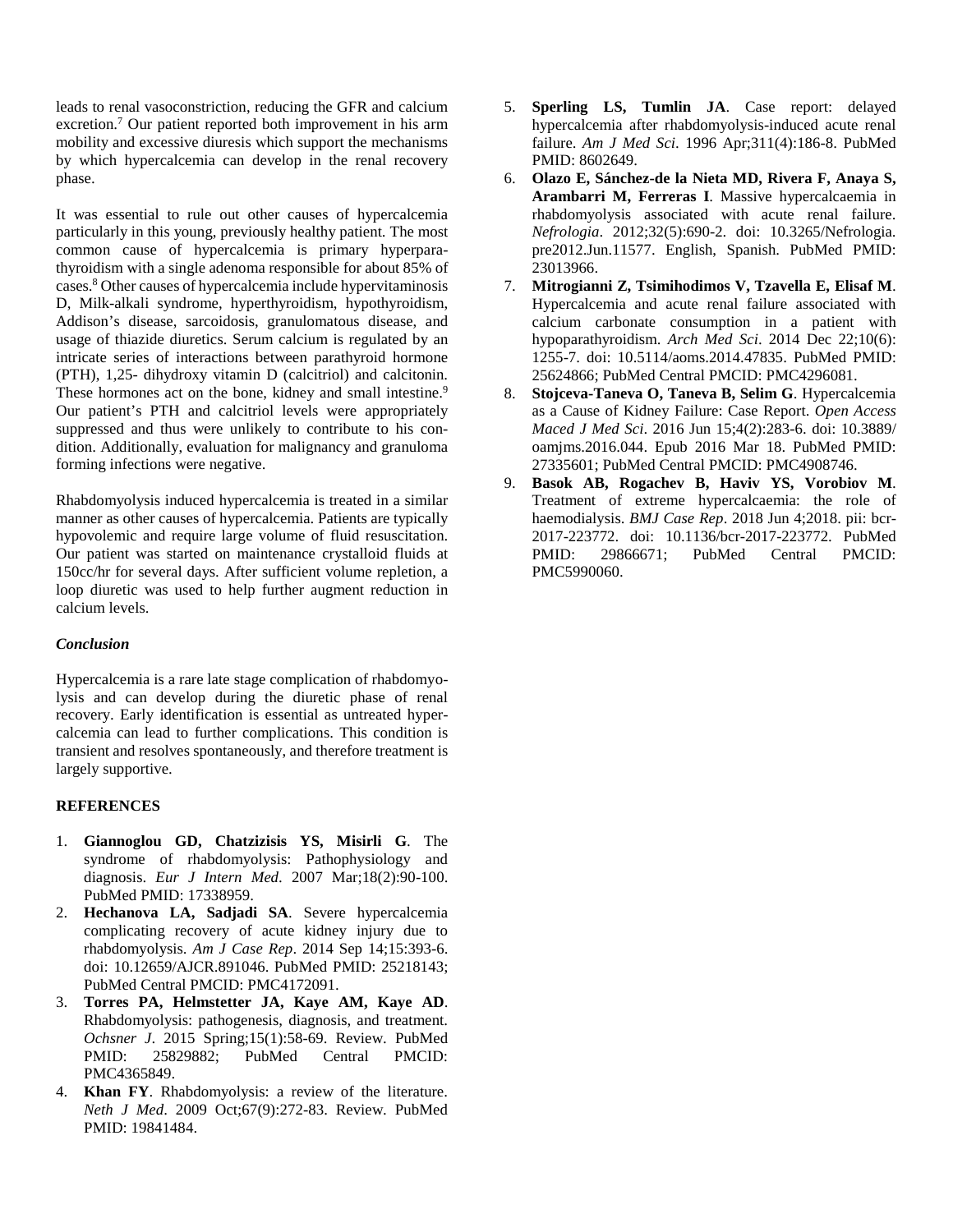leads to renal vasoconstriction, reducing the GFR and calcium excretion.[7] Our patient reported both improvement in his arm mobility and excessive diuresis which support the mechanisms by which hypercalcemia can develop in the renal recovery phase.

It was essential to rule out other causes of hypercalcemia particularly in this young, previously healthy patient. The most common cause of hypercalcemia is primary hyperparathyroidism with a single adenoma responsible for about 85% of cases.[8] Other causes of hypercalcemia include hypervitaminosis D, Milk-alkali syndrome, hyperthyroidism, hypothyroidism, Addison's disease, sarcoidosis, granulomatous disease, and usage of thiazide diuretics. Serum calcium is regulated by an intricate series of interactions between parathyroid hormone (PTH), 1,25- dihydroxy vitamin D (calcitriol) and calcitonin. These hormones act on the bone, kidney and small intestine.[9] Our patient's PTH and calcitriol levels were appropriately suppressed and thus were unlikely to contribute to his condition. Additionally, evaluation for malignancy and granuloma forming infections were negative.

Rhabdomyolysis induced hypercalcemia is treated in a similar manner as other causes of hypercalcemia. Patients are typically hypovolemic and require large volume of fluid resuscitation. Our patient was started on maintenance crystalloid fluids at 150cc/hr for several days. After sufficient volume repletion, a loop diuretic was used to help further augment reduction in calcium levels.

### *Conclusion*

Hypercalcemia is a rare late stage complication of rhabdomyolysis and can develop during the diuretic phase of renal recovery. Early identification is essential as untreated hypercalcemia can lead to further complications. This condition is transient and resolves spontaneously, and therefore treatment is largely supportive.

## REFERENCES

1. **Giannoglou GD, Chatzizisis YS, Misirli G**. The syndrome of rhabdomyolysis: Pathophysiology and diagnosis. *Eur J Intern Med*. 2007 Mar;18(2):90-100. PubMed PMID: 17338959.
2. **Hechanova LA, Sadjadi SA**. Severe hypercalcemia complicating recovery of acute kidney injury due to rhabdomyolysis. *Am J Case Rep*. 2014 Sep 14;15:393-6. doi: 10.12659/AJCR.891046. PubMed PMID: 25218143; PubMed Central PMCID: PMC4172091.
3. **Torres PA, Helmstetter JA, Kaye AM, Kaye AD**. Rhabdomyolysis: pathogenesis, diagnosis, and treatment. *Ochsner J*. 2015 Spring;15(1):58-69. Review. PubMed PMID: 25829882; PubMed Central PMCID: PMC4365849.
4. **Khan FY**. Rhabdomyolysis: a review of the literature. *Neth J Med*. 2009 Oct;67(9):272-83. Review. PubMed PMID: 19841484.
5. **Sperling LS, Tumlin JA**. Case report: delayed hypercalcemia after rhabdomyolysis-induced acute renal failure. *Am J Med Sci*. 1996 Apr;311(4):186-8. PubMed PMID: 8602649.
6. **Olazo E, Sánchez-de la Nieta MD, Rivera F, Anaya S, Arambarri M, Ferreras I**. Massive hypercalcaemia in rhabdomyolysis associated with acute renal failure. *Nefrologia*. 2012;32(5):690-2. doi: 10.3265/Nefrologia.pre2012.Jun.11577. English, Spanish. PubMed PMID: 23013966.
7. **Mitrogianni Z, Tsimihodimos V, Tzavella E, Elisaf M**. Hypercalcemia and acute renal failure associated with calcium carbonate consumption in a patient with hypoparathyroidism. *Arch Med Sci*. 2014 Dec 22;10(6): 1255-7. doi: 10.5114/aoms.2014.47835. PubMed PMID: 25624866; PubMed Central PMCID: PMC4296081.
8. **Stojceva-Taneva O, Taneva B, Selim G**. Hypercalcemia as a Cause of Kidney Failure: Case Report. *Open Access Maced J Med Sci*. 2016 Jun 15;4(2):283-6. doi: 10.3889/oamjms.2016.044. Epub 2016 Mar 18. PubMed PMID: 27335601; PubMed Central PMCID: PMC4908746.
9. **Basok AB, Rogachev B, Haviv YS, Vorobiov M**. Treatment of extreme hypercalcaemia: the role of haemodialysis. *BMJ Case Rep*. 2018 Jun 4;2018. pii: bcr-2017-223772. doi: 10.1136/bcr-2017-223772. PubMed PMID: 29866671; PubMed Central PMCID: PMC5990060.